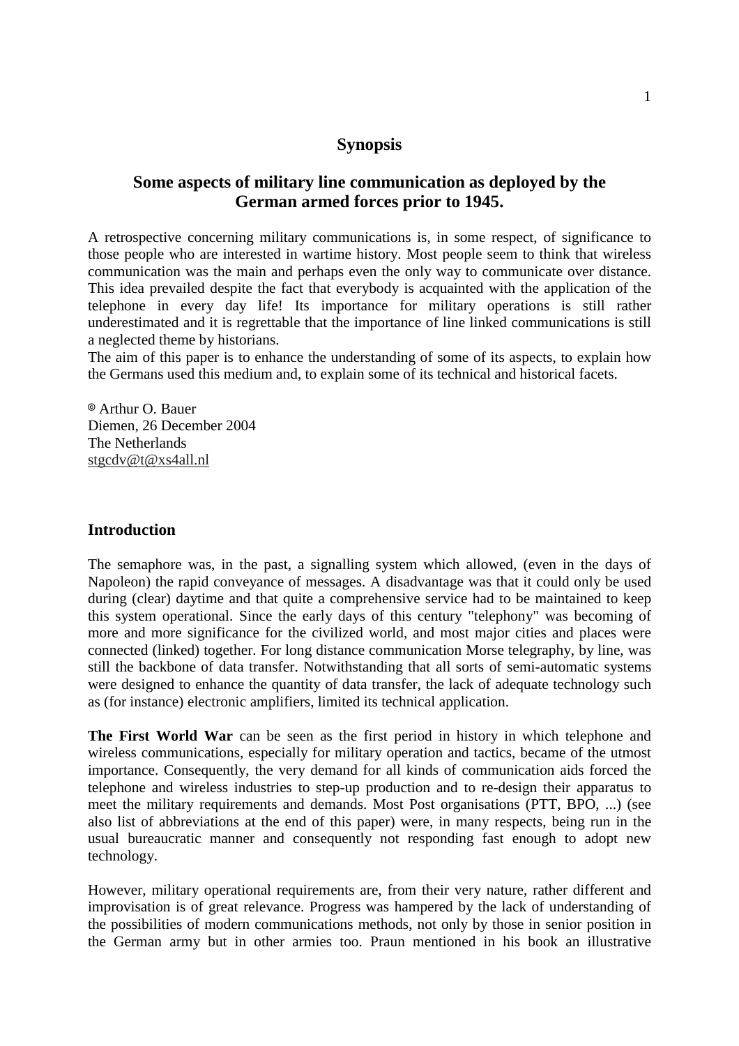# Synopsis

## Some aspects of military line communication as deployed by the German armed forces prior to 1945.

A retrospective concerning military communications is, in some respect, of significance to those people who are interested in wartime history. Most people seem to think that wireless communication was the main and perhaps even the only way to communicate over distance. This idea prevailed despite the fact that everybody is acquainted with the application of the telephone in every day life! Its importance for military operations is still rather underestimated and it is regrettable that the importance of line linked communications is still a neglected theme by historians.

The aim of this paper is to enhance the understanding of some of its aspects, to explain how the Germans used this medium and, to explain some of its technical and historical facets.

© Arthur O. Bauer
Diemen, 26 December 2004
The Netherlands
stgcdv@t@xs4all.nl

### Introduction

The semaphore was, in the past, a signalling system which allowed, (even in the days of Napoleon) the rapid conveyance of messages. A disadvantage was that it could only be used during (clear) daytime and that quite a comprehensive service had to be maintained to keep this system operational. Since the early days of this century "telephony" was becoming of more and more significance for the civilized world, and most major cities and places were connected (linked) together. For long distance communication Morse telegraphy, by line, was still the backbone of data transfer. Notwithstanding that all sorts of semi-automatic systems were designed to enhance the quantity of data transfer, the lack of adequate technology such as (for instance) electronic amplifiers, limited its technical application.

**The First World War** can be seen as the first period in history in which telephone and wireless communications, especially for military operation and tactics, became of the utmost importance. Consequently, the very demand for all kinds of communication aids forced the telephone and wireless industries to step-up production and to re-design their apparatus to meet the military requirements and demands. Most Post organisations (PTT, BPO, ...) (see also list of abbreviations at the end of this paper) were, in many respects, being run in the usual bureaucratic manner and consequently not responding fast enough to adopt new technology.

However, military operational requirements are, from their very nature, rather different and improvisation is of great relevance. Progress was hampered by the lack of understanding of the possibilities of modern communications methods, not only by those in senior position in the German army but in other armies too. Praun mentioned in his book an illustrative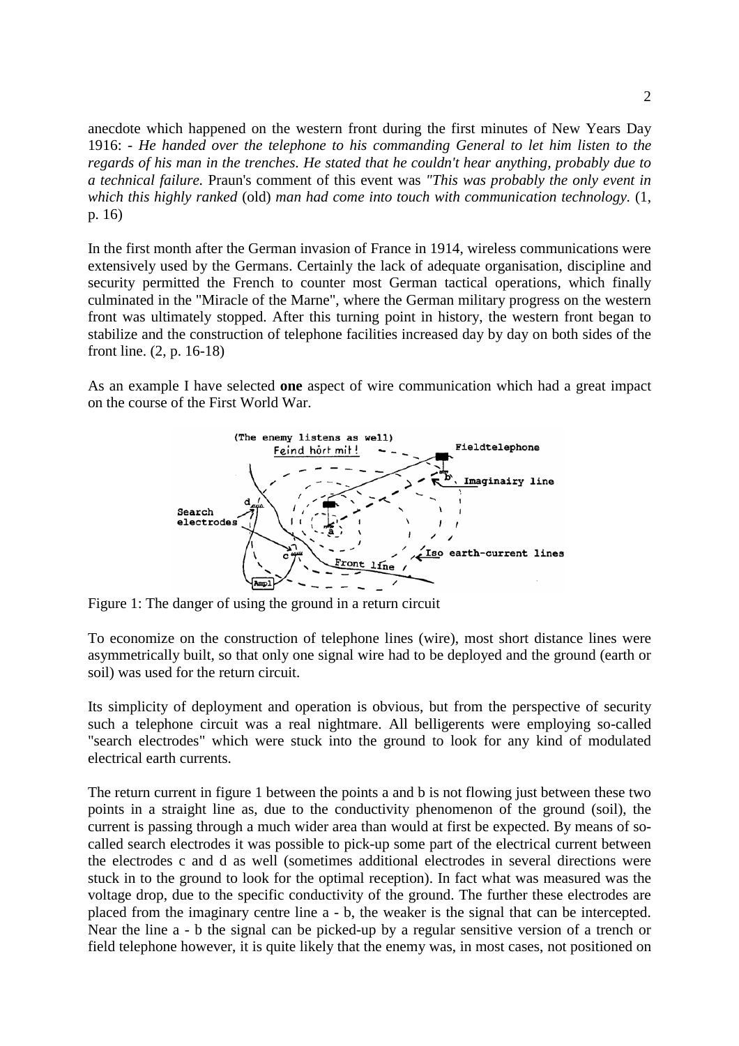anecdote which happened on the western front during the first minutes of New Years Day 1916: - *He handed over the telephone to his commanding General to let him listen to the regards of his man in the trenches. He stated that he couldn't hear anything, probably due to a technical failure.* Praun's comment of this event was *"This was probably the only event in which this highly ranked* (old) *man had come into touch with communication technology.* (1, p. 16)

In the first month after the German invasion of France in 1914, wireless communications were extensively used by the Germans. Certainly the lack of adequate organisation, discipline and security permitted the French to counter most German tactical operations, which finally culminated in the "Miracle of the Marne", where the German military progress on the western front was ultimately stopped. After this turning point in history, the western front began to stabilize and the construction of telephone facilities increased day by day on both sides of the front line. (2, p. 16-18)

As an example I have selected **one** aspect of wire communication which had a great impact on the course of the First World War.

Figure 1: The danger of using the ground in a return circuit

To economize on the construction of telephone lines (wire), most short distance lines were asymmetrically built, so that only one signal wire had to be deployed and the ground (earth or soil) was used for the return circuit.

Its simplicity of deployment and operation is obvious, but from the perspective of security such a telephone circuit was a real nightmare. All belligerents were employing so-called "search electrodes" which were stuck into the ground to look for any kind of modulated electrical earth currents.

The return current in figure 1 between the points a and b is not flowing just between these two points in a straight line as, due to the conductivity phenomenon of the ground (soil), the current is passing through a much wider area than would at first be expected. By means of so-called search electrodes it was possible to pick-up some part of the electrical current between the electrodes c and d as well (sometimes additional electrodes in several directions were stuck in to the ground to look for the optimal reception). In fact what was measured was the voltage drop, due to the specific conductivity of the ground. The further these electrodes are placed from the imaginary centre line a - b, the weaker is the signal that can be intercepted. Near the line a - b the signal can be picked-up by a regular sensitive version of a trench or field telephone however, it is quite likely that the enemy was, in most cases, not positioned on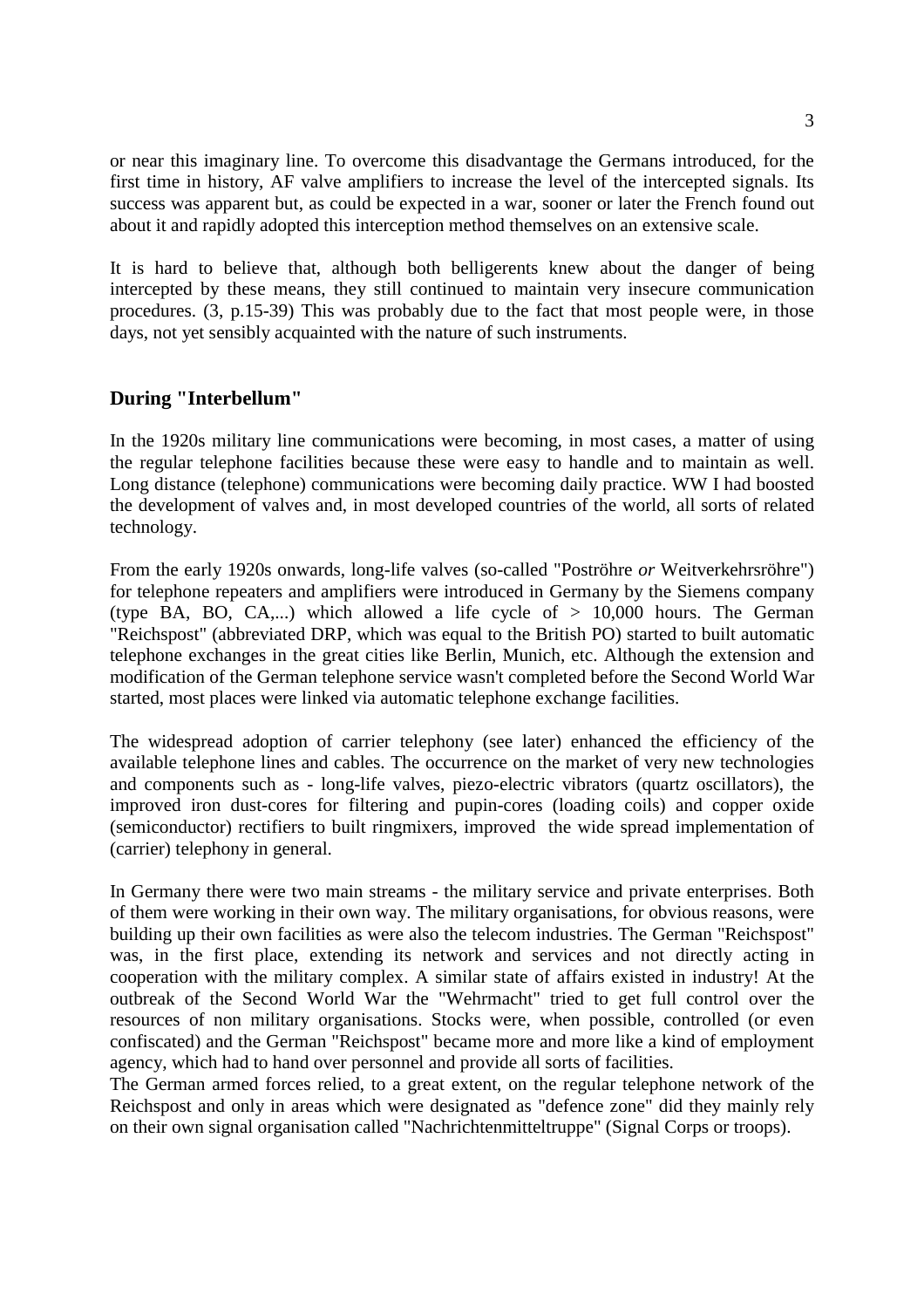or near this imaginary line. To overcome this disadvantage the Germans introduced, for the first time in history, AF valve amplifiers to increase the level of the intercepted signals. Its success was apparent but, as could be expected in a war, sooner or later the French found out about it and rapidly adopted this interception method themselves on an extensive scale.

It is hard to believe that, although both belligerents knew about the danger of being intercepted by these means, they still continued to maintain very insecure communication procedures. (3, p.15-39) This was probably due to the fact that most people were, in those days, not yet sensibly acquainted with the nature of such instruments.

## During "Interbellum"

In the 1920s military line communications were becoming, in most cases, a matter of using the regular telephone facilities because these were easy to handle and to maintain as well. Long distance (telephone) communications were becoming daily practice. WW I had boosted the development of valves and, in most developed countries of the world, all sorts of related technology.

From the early 1920s onwards, long-life valves (so-called "Poströhre *or* Weitverkehrsröhre") for telephone repeaters and amplifiers were introduced in Germany by the Siemens company (type BA, BO, CA,...) which allowed a life cycle of > 10,000 hours. The German "Reichspost" (abbreviated DRP, which was equal to the British PO) started to built automatic telephone exchanges in the great cities like Berlin, Munich, etc. Although the extension and modification of the German telephone service wasn't completed before the Second World War started, most places were linked via automatic telephone exchange facilities.

The widespread adoption of carrier telephony (see later) enhanced the efficiency of the available telephone lines and cables. The occurrence on the market of very new technologies and components such as - long-life valves, piezo-electric vibrators (quartz oscillators), the improved iron dust-cores for filtering and pupin-cores (loading coils) and copper oxide (semiconductor) rectifiers to built ringmixers, improved the wide spread implementation of (carrier) telephony in general.

In Germany there were two main streams - the military service and private enterprises. Both of them were working in their own way. The military organisations, for obvious reasons, were building up their own facilities as were also the telecom industries. The German "Reichspost" was, in the first place, extending its network and services and not directly acting in cooperation with the military complex. A similar state of affairs existed in industry! At the outbreak of the Second World War the "Wehrmacht" tried to get full control over the resources of non military organisations. Stocks were, when possible, controlled (or even confiscated) and the German "Reichspost" became more and more like a kind of employment agency, which had to hand over personnel and provide all sorts of facilities.
The German armed forces relied, to a great extent, on the regular telephone network of the Reichspost and only in areas which were designated as "defence zone" did they mainly rely on their own signal organisation called "Nachrichtenmitteltruppe" (Signal Corps or troops).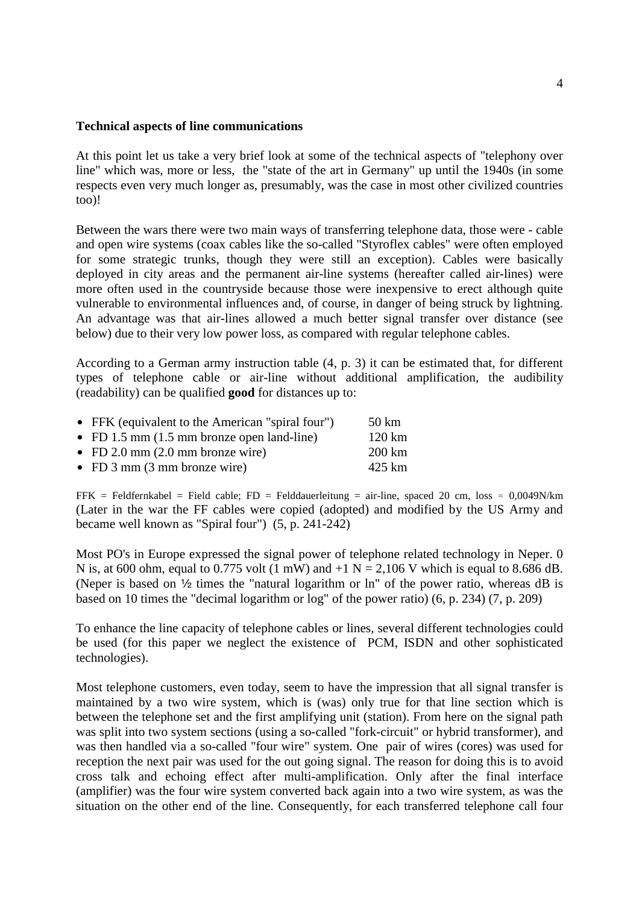**Technical aspects of line communications**

At this point let us take a very brief look at some of the technical aspects of "telephony over line" which was, more or less, the "state of the art in Germany" up until the 1940s (in some respects even very much longer as, presumably, was the case in most other civilized countries too)!

Between the wars there were two main ways of transferring telephone data, those were - cable and open wire systems (coax cables like the so-called "Styroflex cables" were often employed for some strategic trunks, though they were still an exception). Cables were basically deployed in city areas and the permanent air-line systems (hereafter called air-lines) were more often used in the countryside because those were inexpensive to erect although quite vulnerable to environmental influences and, of course, in danger of being struck by lightning. An advantage was that air-lines allowed a much better signal transfer over distance (see below) due to their very low power loss, as compared with regular telephone cables.

According to a German army instruction table (4, p. 3) it can be estimated that, for different types of telephone cable or air-line without additional amplification, the audibility (readability) can be qualified **good** for distances up to:

- FFK (equivalent to the American "spiral four") 50 km
- FD 1.5 mm (1.5 mm bronze open land-line) 120 km
- FD 2.0 mm (2.0 mm bronze wire) 200 km
- FD 3 mm (3 mm bronze wire) 425 km

FFK = Feldfernkabel = Field cable; FD = Felddauerleitung = air-line, spaced 20 cm, loss ≈ 0,0049N/km (Later in the war the FF cables were copied (adopted) and modified by the US Army and became well known as "Spiral four") (5, p. 241-242)

Most PO's in Europe expressed the signal power of telephone related technology in Neper. 0 N is, at 600 ohm, equal to 0.775 volt (1 mW) and +1 N = 2,106 V which is equal to 8.686 dB. (Neper is based on ½ times the "natural logarithm or ln" of the power ratio, whereas dB is based on 10 times the "decimal logarithm or log" of the power ratio) (6, p. 234) (7, p. 209)

To enhance the line capacity of telephone cables or lines, several different technologies could be used (for this paper we neglect the existence of PCM, ISDN and other sophisticated technologies).

Most telephone customers, even today, seem to have the impression that all signal transfer is maintained by a two wire system, which is (was) only true for that line section which is between the telephone set and the first amplifying unit (station). From here on the signal path was split into two system sections (using a so-called "fork-circuit" or hybrid transformer), and was then handled via a so-called "four wire" system. One pair of wires (cores) was used for reception the next pair was used for the out going signal. The reason for doing this is to avoid cross talk and echoing effect after multi-amplification. Only after the final interface (amplifier) was the four wire system converted back again into a two wire system, as was the situation on the other end of the line. Consequently, for each transferred telephone call four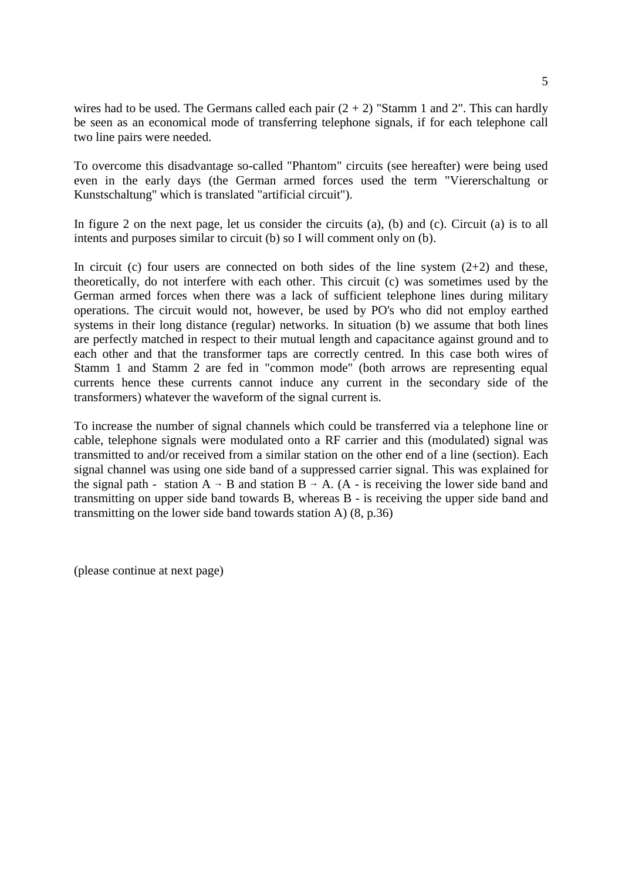wires had to be used. The Germans called each pair (2 + 2) "Stamm 1 and 2". This can hardly be seen as an economical mode of transferring telephone signals, if for each telephone call two line pairs were needed.

To overcome this disadvantage so-called "Phantom" circuits (see hereafter) were being used even in the early days (the German armed forces used the term "Viererschaltung or Kunstschaltung" which is translated "artificial circuit").

In figure 2 on the next page, let us consider the circuits (a), (b) and (c). Circuit (a) is to all intents and purposes similar to circuit (b) so I will comment only on (b).

In circuit (c) four users are connected on both sides of the line system (2+2) and these, theoretically, do not interfere with each other. This circuit (c) was sometimes used by the German armed forces when there was a lack of sufficient telephone lines during military operations. The circuit would not, however, be used by PO's who did not employ earthed systems in their long distance (regular) networks. In situation (b) we assume that both lines are perfectly matched in respect to their mutual length and capacitance against ground and to each other and that the transformer taps are correctly centred. In this case both wires of Stamm 1 and Stamm 2 are fed in "common mode" (both arrows are representing equal currents hence these currents cannot induce any current in the secondary side of the transformers) whatever the waveform of the signal current is.

To increase the number of signal channels which could be transferred via a telephone line or cable, telephone signals were modulated onto a RF carrier and this (modulated) signal was transmitted to and/or received from a similar station on the other end of a line (section). Each signal channel was using one side band of a suppressed carrier signal. This was explained for the signal path - station A → B and station B → A. (A - is receiving the lower side band and transmitting on upper side band towards B, whereas B - is receiving the upper side band and transmitting on the lower side band towards station A) (8, p.36)

(please continue at next page)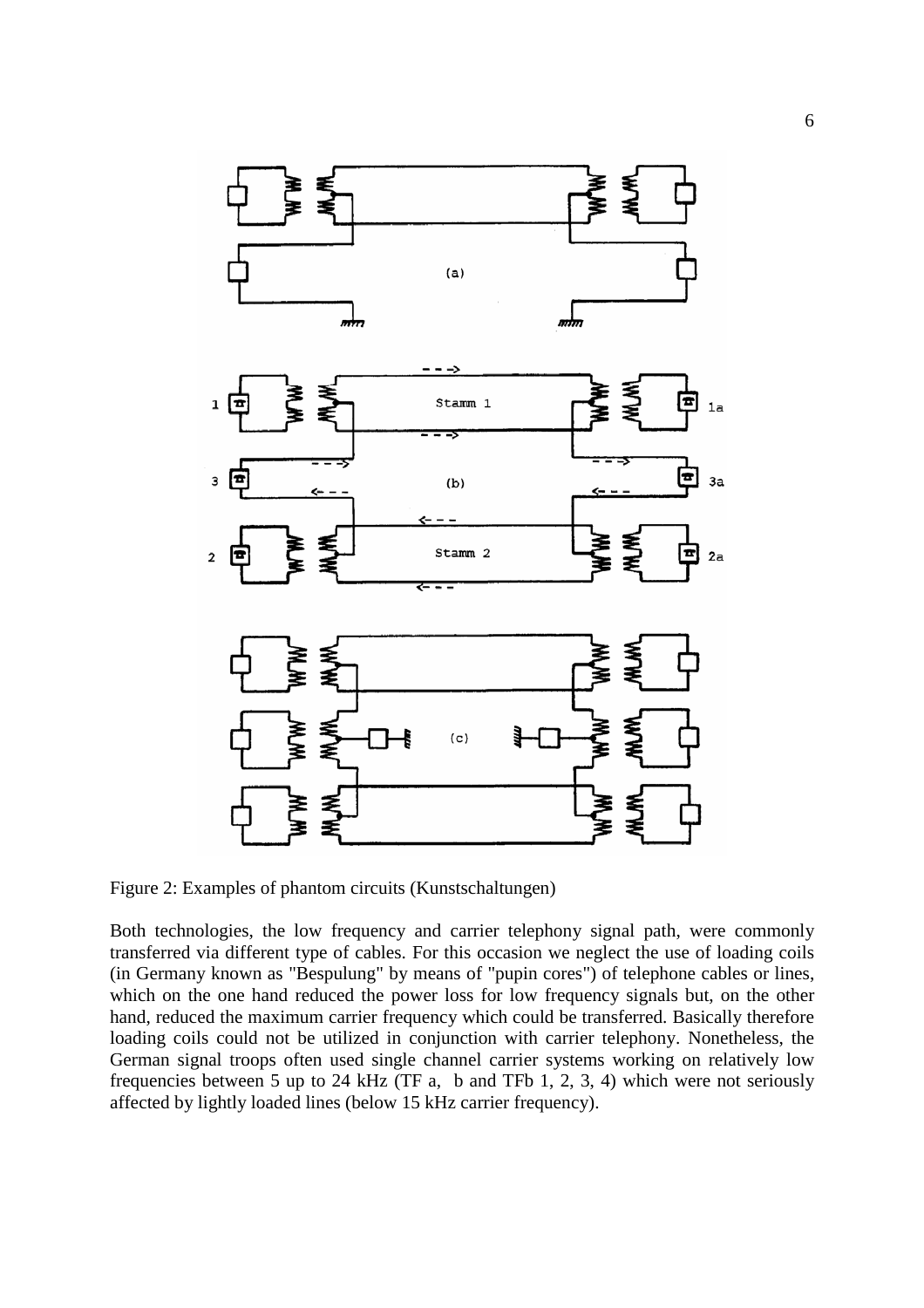Figure 2: Examples of phantom circuits (Kunstschaltungen)

Both technologies, the low frequency and carrier telephony signal path, were commonly transferred via different type of cables. For this occasion we neglect the use of loading coils (in Germany known as "Bespulung" by means of "pupin cores") of telephone cables or lines, which on the one hand reduced the power loss for low frequency signals but, on the other hand, reduced the maximum carrier frequency which could be transferred. Basically therefore loading coils could not be utilized in conjunction with carrier telephony. Nonetheless, the German signal troops often used single channel carrier systems working on relatively low frequencies between 5 up to 24 kHz (TF a, b and TFb 1, 2, 3, 4) which were not seriously affected by lightly loaded lines (below 15 kHz carrier frequency).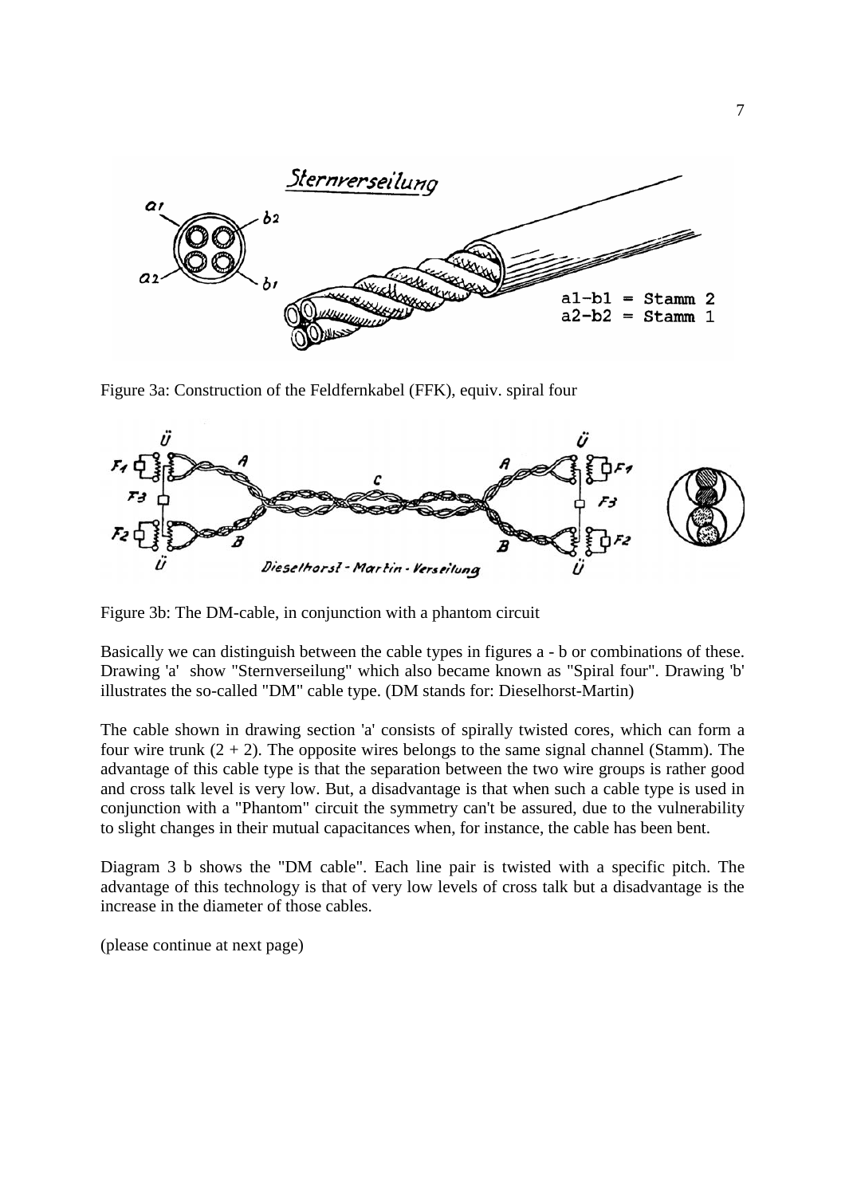Figure 3a: Construction of the Feldfernkabel (FFK), equiv. spiral four

Figure 3b: The DM-cable, in conjunction with a phantom circuit

Basically we can distinguish between the cable types in figures a - b or combinations of these. Drawing 'a' show "Sternverseilung" which also became known as "Spiral four". Drawing 'b' illustrates the so-called "DM" cable type. (DM stands for: Dieselhorst-Martin)

The cable shown in drawing section 'a' consists of spirally twisted cores, which can form a four wire trunk (2 + 2). The opposite wires belongs to the same signal channel (Stamm). The advantage of this cable type is that the separation between the two wire groups is rather good and cross talk level is very low. But, a disadvantage is that when such a cable type is used in conjunction with a "Phantom" circuit the symmetry can't be assured, due to the vulnerability to slight changes in their mutual capacitances when, for instance, the cable has been bent.

Diagram 3 b shows the "DM cable". Each line pair is twisted with a specific pitch. The advantage of this technology is that of very low levels of cross talk but a disadvantage is the increase in the diameter of those cables.

(please continue at next page)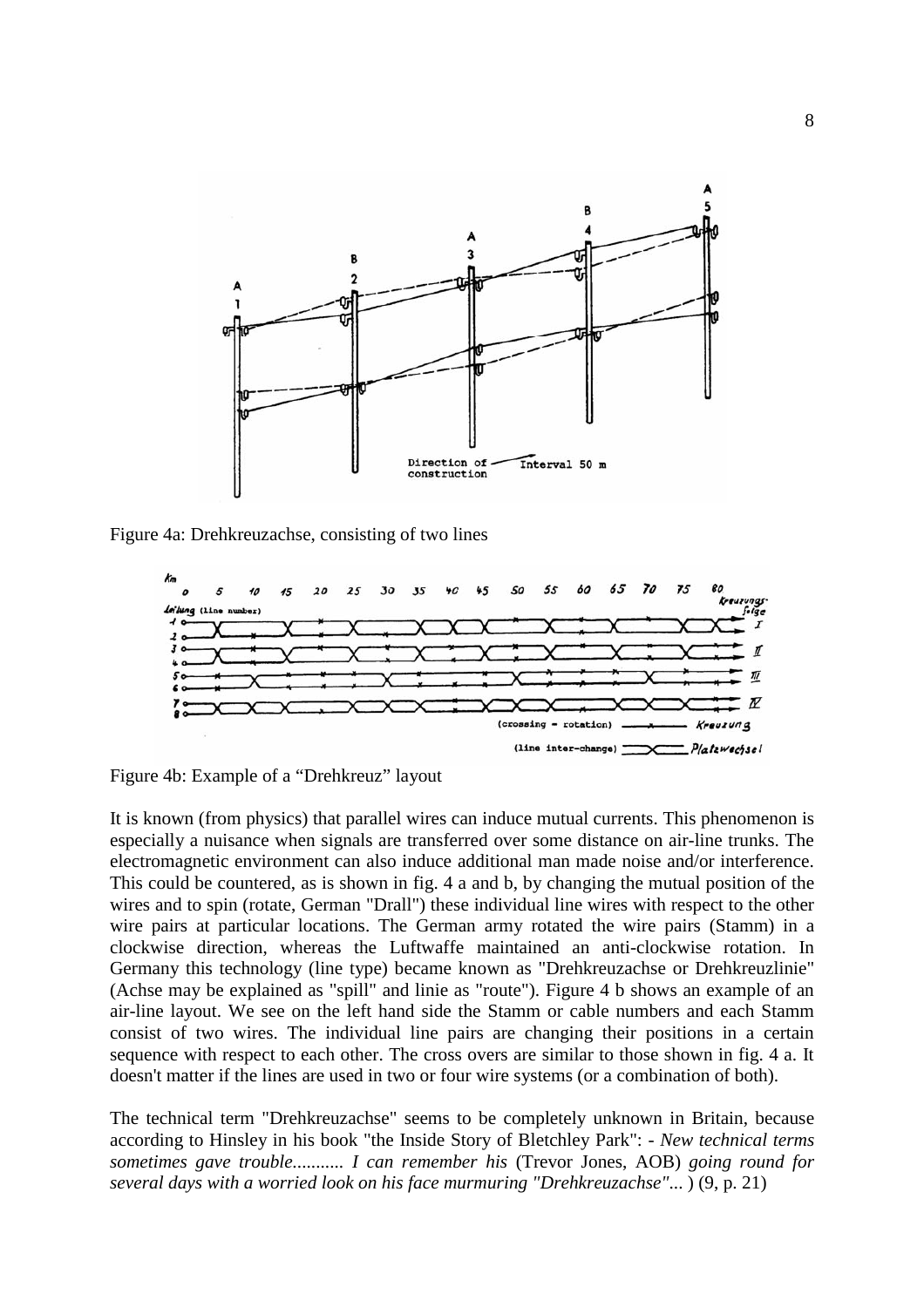Figure 4a: Drehkreuzachse, consisting of two lines

Figure 4b: Example of a "Drehkreuz" layout

It is known (from physics) that parallel wires can induce mutual currents. This phenomenon is especially a nuisance when signals are transferred over some distance on air-line trunks. The electromagnetic environment can also induce additional man made noise and/or interference. This could be countered, as is shown in fig. 4 a and b, by changing the mutual position of the wires and to spin (rotate, German "Drall") these individual line wires with respect to the other wire pairs at particular locations. The German army rotated the wire pairs (Stamm) in a clockwise direction, whereas the Luftwaffe maintained an anti-clockwise rotation. In Germany this technology (line type) became known as "Drehkreuzachse or Drehkreuzlinie" (Achse may be explained as "spill" and linie as "route"). Figure 4 b shows an example of an air-line layout. We see on the left hand side the Stamm or cable numbers and each Stamm consist of two wires. The individual line pairs are changing their positions in a certain sequence with respect to each other. The cross overs are similar to those shown in fig. 4 a. It doesn't matter if the lines are used in two or four wire systems (or a combination of both).

The technical term "Drehkreuzachse" seems to be completely unknown in Britain, because according to Hinsley in his book "the Inside Story of Bletchley Park": - *New technical terms sometimes gave trouble........... I can remember his* (Trevor Jones, AOB) *going round for several days with a worried look on his face murmuring "Drehkreuzachse"...* ) (9, p. 21)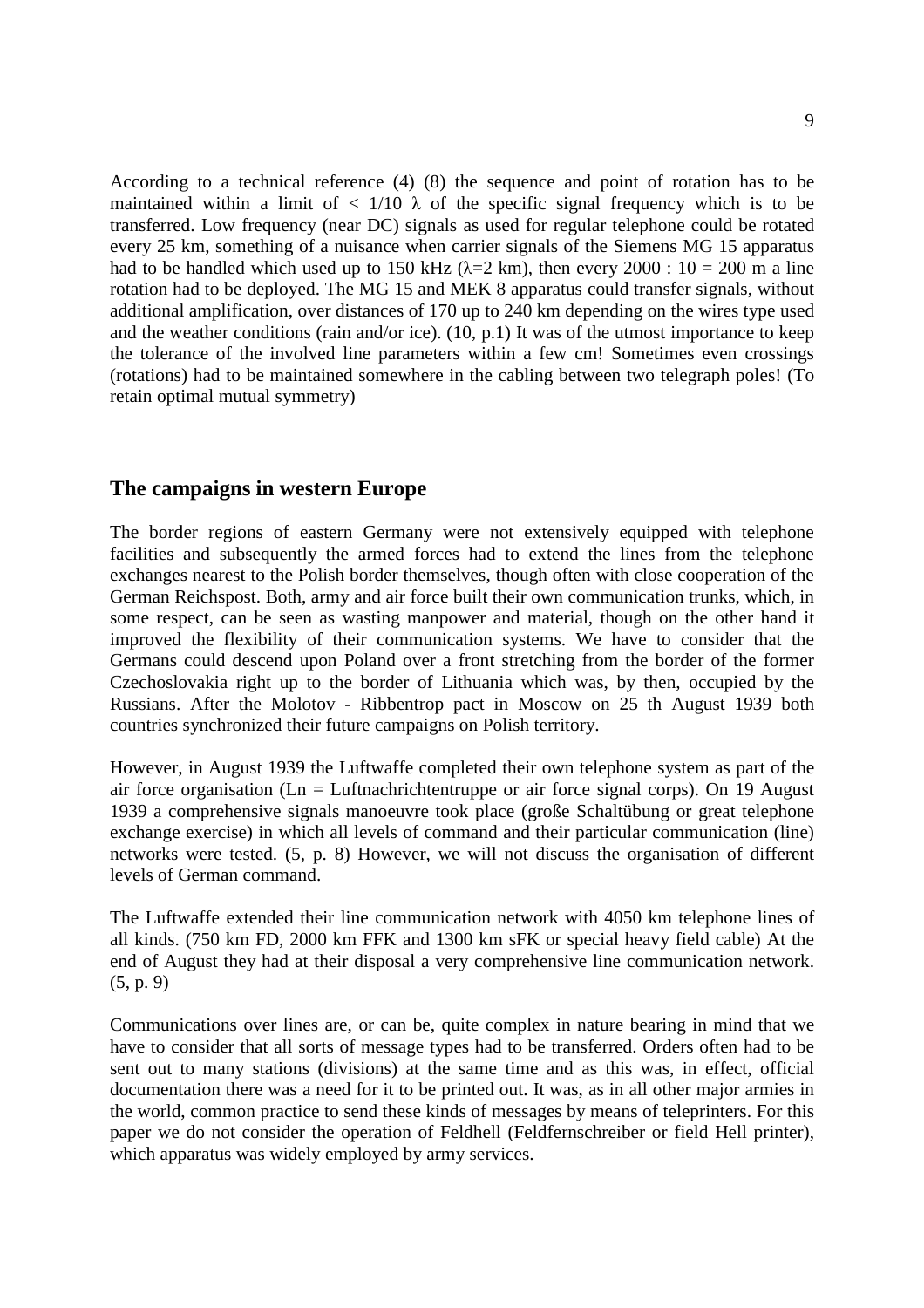According to a technical reference (4) (8) the sequence and point of rotation has to be maintained within a limit of $< 1/10\ \lambda$ of the specific signal frequency which is to be transferred. Low frequency (near DC) signals as used for regular telephone could be rotated every 25 km, something of a nuisance when carrier signals of the Siemens MG 15 apparatus had to be handled which used up to 150 kHz ($\lambda$=2 km), then every 2000 : 10 = 200 m a line rotation had to be deployed. The MG 15 and MEK 8 apparatus could transfer signals, without additional amplification, over distances of 170 up to 240 km depending on the wires type used and the weather conditions (rain and/or ice). (10, p.1) It was of the utmost importance to keep the tolerance of the involved line parameters within a few cm! Sometimes even crossings (rotations) had to be maintained somewhere in the cabling between two telegraph poles! (To retain optimal mutual symmetry)

## The campaigns in western Europe

The border regions of eastern Germany were not extensively equipped with telephone facilities and subsequently the armed forces had to extend the lines from the telephone exchanges nearest to the Polish border themselves, though often with close cooperation of the German Reichspost. Both, army and air force built their own communication trunks, which, in some respect, can be seen as wasting manpower and material, though on the other hand it improved the flexibility of their communication systems. We have to consider that the Germans could descend upon Poland over a front stretching from the border of the former Czechoslovakia right up to the border of Lithuania which was, by then, occupied by the Russians. After the Molotov - Ribbentrop pact in Moscow on 25 th August 1939 both countries synchronized their future campaigns on Polish territory.

However, in August 1939 the Luftwaffe completed their own telephone system as part of the air force organisation (Ln = Luftnachrichtentruppe or air force signal corps). On 19 August 1939 a comprehensive signals manoeuvre took place (große Schaltübung or great telephone exchange exercise) in which all levels of command and their particular communication (line) networks were tested. (5, p. 8) However, we will not discuss the organisation of different levels of German command.

The Luftwaffe extended their line communication network with 4050 km telephone lines of all kinds. (750 km FD, 2000 km FFK and 1300 km sFK or special heavy field cable) At the end of August they had at their disposal a very comprehensive line communication network. (5, p. 9)

Communications over lines are, or can be, quite complex in nature bearing in mind that we have to consider that all sorts of message types had to be transferred. Orders often had to be sent out to many stations (divisions) at the same time and as this was, in effect, official documentation there was a need for it to be printed out. It was, as in all other major armies in the world, common practice to send these kinds of messages by means of teleprinters. For this paper we do not consider the operation of Feldhell (Feldfernschreiber or field Hell printer), which apparatus was widely employed by army services.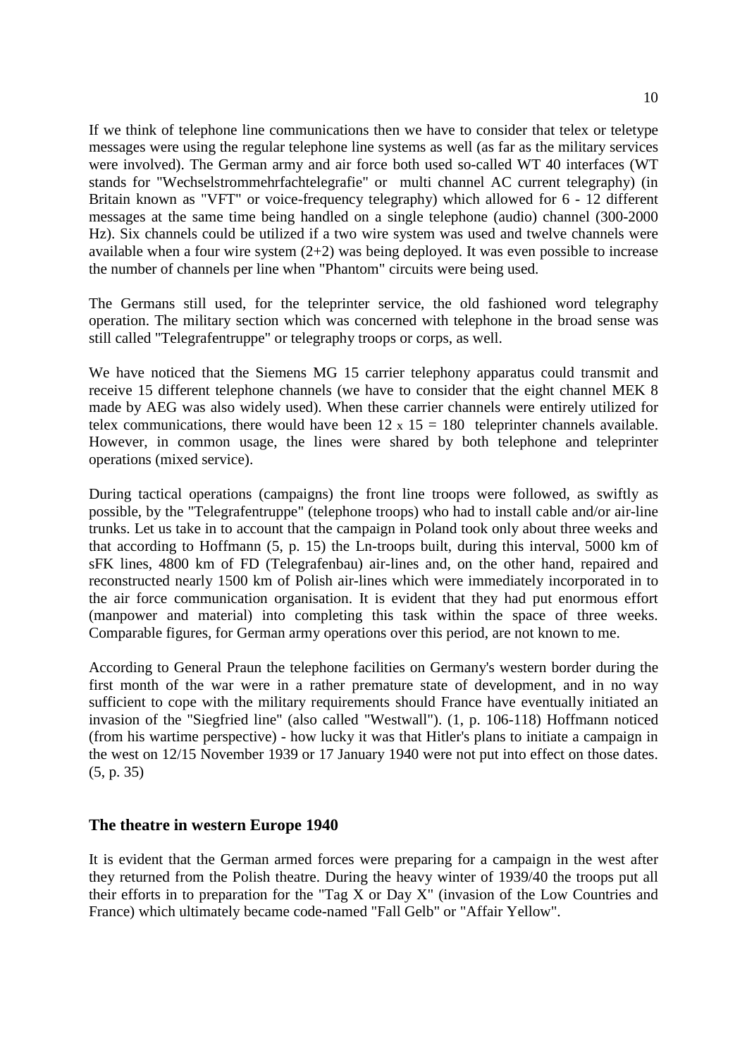If we think of telephone line communications then we have to consider that telex or teletype messages were using the regular telephone line systems as well (as far as the military services were involved). The German army and air force both used so-called WT 40 interfaces (WT stands for "Wechselstrommehrfachtelegrafie" or multi channel AC current telegraphy) (in Britain known as "VFT" or voice-frequency telegraphy) which allowed for 6 - 12 different messages at the same time being handled on a single telephone (audio) channel (300-2000 Hz). Six channels could be utilized if a two wire system was used and twelve channels were available when a four wire system (2+2) was being deployed. It was even possible to increase the number of channels per line when "Phantom" circuits were being used.

The Germans still used, for the teleprinter service, the old fashioned word telegraphy operation. The military section which was concerned with telephone in the broad sense was still called "Telegrafentruppe" or telegraphy troops or corps, as well.

We have noticed that the Siemens MG 15 carrier telephony apparatus could transmit and receive 15 different telephone channels (we have to consider that the eight channel MEK 8 made by AEG was also widely used). When these carrier channels were entirely utilized for telex communications, there would have been 12 x 15 = 180 teleprinter channels available. However, in common usage, the lines were shared by both telephone and teleprinter operations (mixed service).

During tactical operations (campaigns) the front line troops were followed, as swiftly as possible, by the "Telegrafentruppe" (telephone troops) who had to install cable and/or air-line trunks. Let us take in to account that the campaign in Poland took only about three weeks and that according to Hoffmann (5, p. 15) the Ln-troops built, during this interval, 5000 km of sFK lines, 4800 km of FD (Telegrafenbau) air-lines and, on the other hand, repaired and reconstructed nearly 1500 km of Polish air-lines which were immediately incorporated in to the air force communication organisation. It is evident that they had put enormous effort (manpower and material) into completing this task within the space of three weeks. Comparable figures, for German army operations over this period, are not known to me.

According to General Praun the telephone facilities on Germany's western border during the first month of the war were in a rather premature state of development, and in no way sufficient to cope with the military requirements should France have eventually initiated an invasion of the "Siegfried line" (also called "Westwall"). (1, p. 106-118) Hoffmann noticed (from his wartime perspective) - how lucky it was that Hitler's plans to initiate a campaign in the west on 12/15 November 1939 or 17 January 1940 were not put into effect on those dates. (5, p. 35)

## The theatre in western Europe 1940

It is evident that the German armed forces were preparing for a campaign in the west after they returned from the Polish theatre. During the heavy winter of 1939/40 the troops put all their efforts in to preparation for the "Tag X or Day X" (invasion of the Low Countries and France) which ultimately became code-named "Fall Gelb" or "Affair Yellow".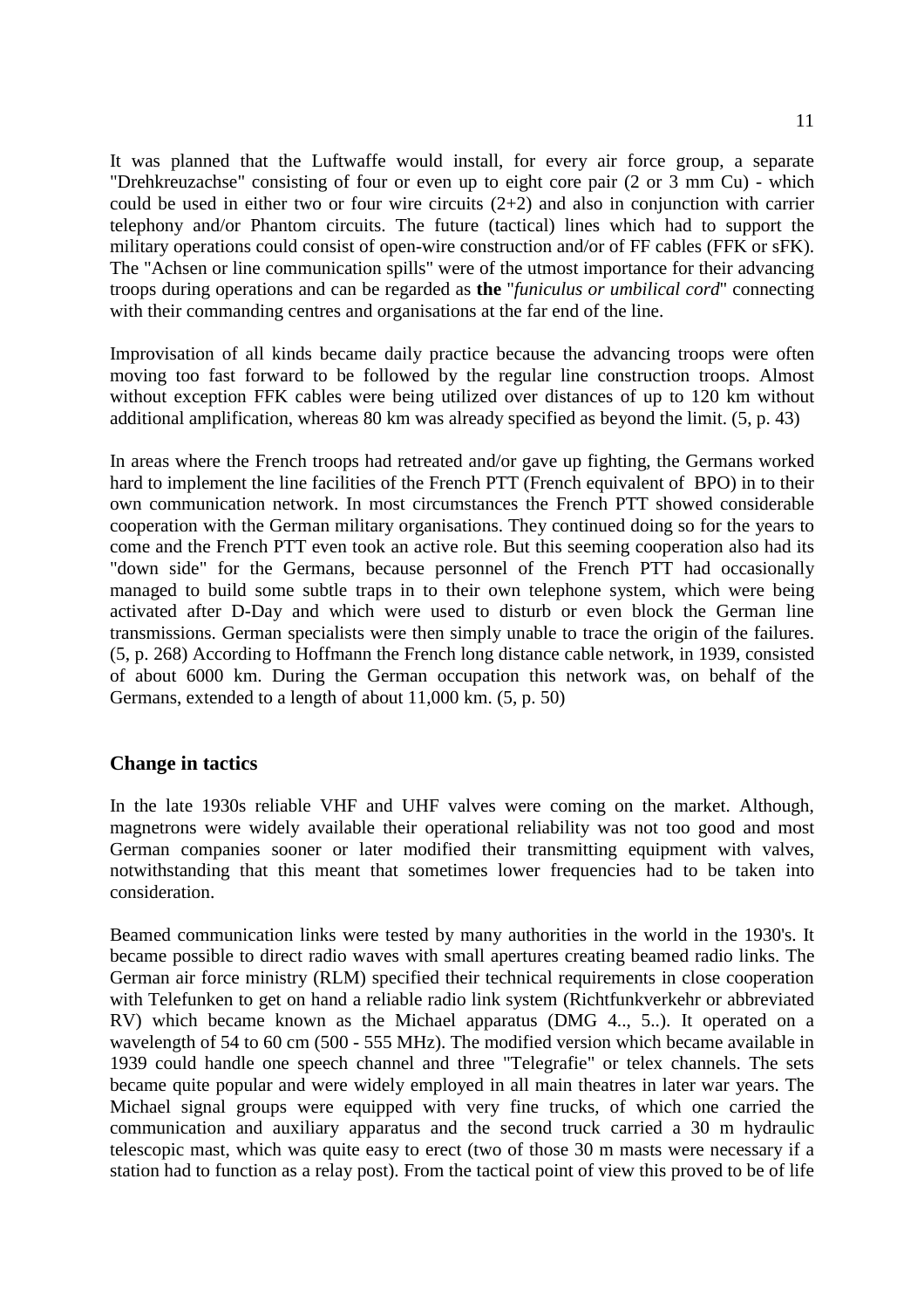It was planned that the Luftwaffe would install, for every air force group, a separate "Drehkreuzachse" consisting of four or even up to eight core pair (2 or 3 mm Cu) - which could be used in either two or four wire circuits (2+2) and also in conjunction with carrier telephony and/or Phantom circuits. The future (tactical) lines which had to support the military operations could consist of open-wire construction and/or of FF cables (FFK or sFK). The "Achsen or line communication spills" were of the utmost importance for their advancing troops during operations and can be regarded as **the** "*funiculus or umbilical cord*" connecting with their commanding centres and organisations at the far end of the line.

Improvisation of all kinds became daily practice because the advancing troops were often moving too fast forward to be followed by the regular line construction troops. Almost without exception FFK cables were being utilized over distances of up to 120 km without additional amplification, whereas 80 km was already specified as beyond the limit. (5, p. 43)

In areas where the French troops had retreated and/or gave up fighting, the Germans worked hard to implement the line facilities of the French PTT (French equivalent of BPO) in to their own communication network. In most circumstances the French PTT showed considerable cooperation with the German military organisations. They continued doing so for the years to come and the French PTT even took an active role. But this seeming cooperation also had its "down side" for the Germans, because personnel of the French PTT had occasionally managed to build some subtle traps in to their own telephone system, which were being activated after D-Day and which were used to disturb or even block the German line transmissions. German specialists were then simply unable to trace the origin of the failures. (5, p. 268) According to Hoffmann the French long distance cable network, in 1939, consisted of about 6000 km. During the German occupation this network was, on behalf of the Germans, extended to a length of about 11,000 km. (5, p. 50)

## Change in tactics

In the late 1930s reliable VHF and UHF valves were coming on the market. Although, magnetrons were widely available their operational reliability was not too good and most German companies sooner or later modified their transmitting equipment with valves, notwithstanding that this meant that sometimes lower frequencies had to be taken into consideration.

Beamed communication links were tested by many authorities in the world in the 1930's. It became possible to direct radio waves with small apertures creating beamed radio links. The German air force ministry (RLM) specified their technical requirements in close cooperation with Telefunken to get on hand a reliable radio link system (Richtfunkverkehr or abbreviated RV) which became known as the Michael apparatus (DMG 4.., 5..). It operated on a wavelength of 54 to 60 cm (500 - 555 MHz). The modified version which became available in 1939 could handle one speech channel and three "Telegrafie" or telex channels. The sets became quite popular and were widely employed in all main theatres in later war years. The Michael signal groups were equipped with very fine trucks, of which one carried the communication and auxiliary apparatus and the second truck carried a 30 m hydraulic telescopic mast, which was quite easy to erect (two of those 30 m masts were necessary if a station had to function as a relay post). From the tactical point of view this proved to be of life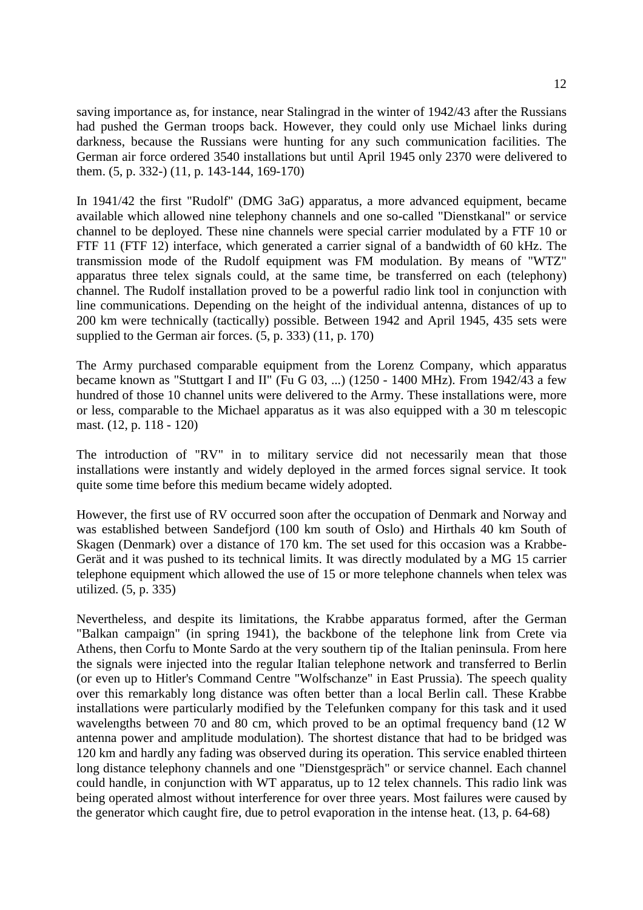saving importance as, for instance, near Stalingrad in the winter of 1942/43 after the Russians had pushed the German troops back. However, they could only use Michael links during darkness, because the Russians were hunting for any such communication facilities. The German air force ordered 3540 installations but until April 1945 only 2370 were delivered to them. (5, p. 332-) (11, p. 143-144, 169-170)

In 1941/42 the first "Rudolf" (DMG 3aG) apparatus, a more advanced equipment, became available which allowed nine telephony channels and one so-called "Dienstkanal" or service channel to be deployed. These nine channels were special carrier modulated by a FTF 10 or FTF 11 (FTF 12) interface, which generated a carrier signal of a bandwidth of 60 kHz. The transmission mode of the Rudolf equipment was FM modulation. By means of "WTZ" apparatus three telex signals could, at the same time, be transferred on each (telephony) channel. The Rudolf installation proved to be a powerful radio link tool in conjunction with line communications. Depending on the height of the individual antenna, distances of up to 200 km were technically (tactically) possible. Between 1942 and April 1945, 435 sets were supplied to the German air forces. (5, p. 333) (11, p. 170)

The Army purchased comparable equipment from the Lorenz Company, which apparatus became known as "Stuttgart I and II" (Fu G 03, ...) (1250 - 1400 MHz). From 1942/43 a few hundred of those 10 channel units were delivered to the Army. These installations were, more or less, comparable to the Michael apparatus as it was also equipped with a 30 m telescopic mast. (12, p. 118 - 120)

The introduction of "RV" in to military service did not necessarily mean that those installations were instantly and widely deployed in the armed forces signal service. It took quite some time before this medium became widely adopted.

However, the first use of RV occurred soon after the occupation of Denmark and Norway and was established between Sandefjord (100 km south of Oslo) and Hirthals 40 km South of Skagen (Denmark) over a distance of 170 km. The set used for this occasion was a Krabbe-Gerät and it was pushed to its technical limits. It was directly modulated by a MG 15 carrier telephone equipment which allowed the use of 15 or more telephone channels when telex was utilized. (5, p. 335)

Nevertheless, and despite its limitations, the Krabbe apparatus formed, after the German "Balkan campaign" (in spring 1941), the backbone of the telephone link from Crete via Athens, then Corfu to Monte Sardo at the very southern tip of the Italian peninsula. From here the signals were injected into the regular Italian telephone network and transferred to Berlin (or even up to Hitler's Command Centre "Wolfschanze" in East Prussia). The speech quality over this remarkably long distance was often better than a local Berlin call. These Krabbe installations were particularly modified by the Telefunken company for this task and it used wavelengths between 70 and 80 cm, which proved to be an optimal frequency band (12 W antenna power and amplitude modulation). The shortest distance that had to be bridged was 120 km and hardly any fading was observed during its operation. This service enabled thirteen long distance telephony channels and one "Dienstgespräch" or service channel. Each channel could handle, in conjunction with WT apparatus, up to 12 telex channels. This radio link was being operated almost without interference for over three years. Most failures were caused by the generator which caught fire, due to petrol evaporation in the intense heat. (13, p. 64-68)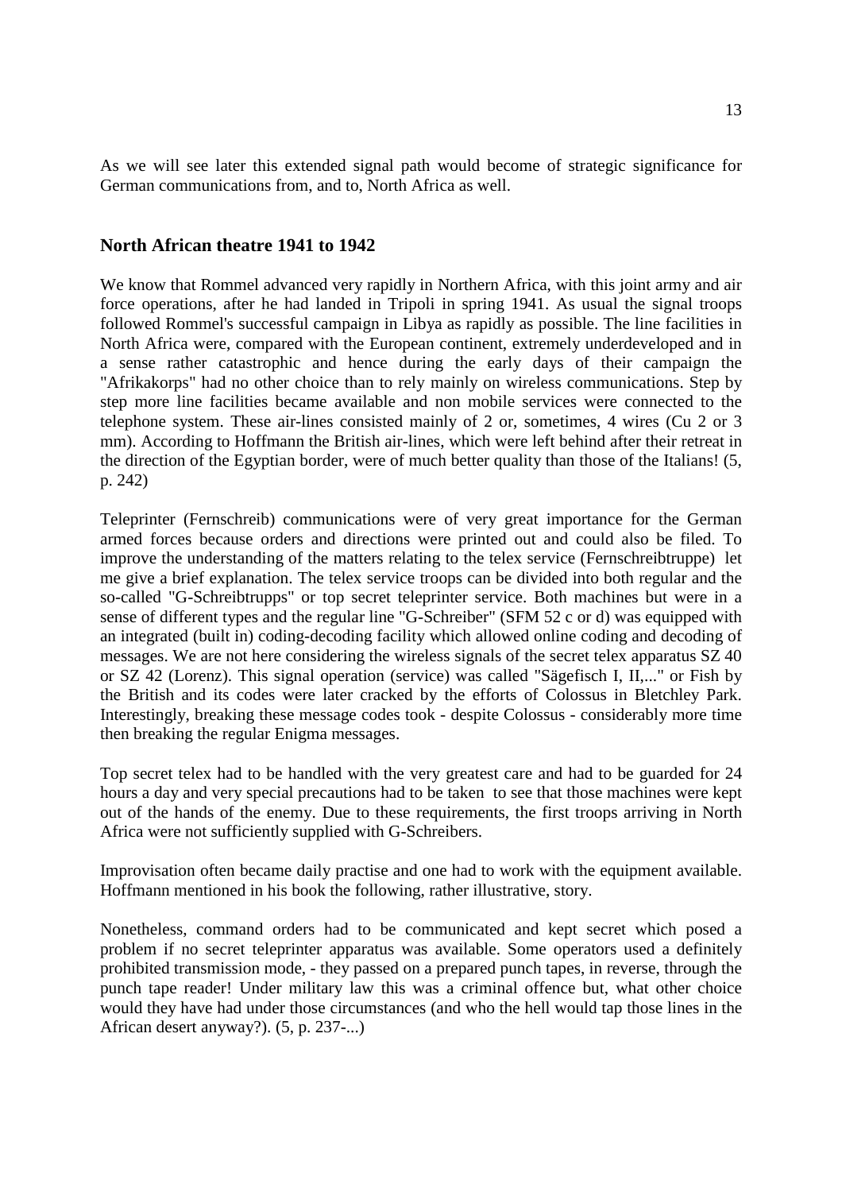As we will see later this extended signal path would become of strategic significance for German communications from, and to, North Africa as well.

## North African theatre 1941 to 1942

We know that Rommel advanced very rapidly in Northern Africa, with this joint army and air force operations, after he had landed in Tripoli in spring 1941. As usual the signal troops followed Rommel's successful campaign in Libya as rapidly as possible. The line facilities in North Africa were, compared with the European continent, extremely underdeveloped and in a sense rather catastrophic and hence during the early days of their campaign the "Afrikakorps" had no other choice than to rely mainly on wireless communications. Step by step more line facilities became available and non mobile services were connected to the telephone system. These air-lines consisted mainly of 2 or, sometimes, 4 wires (Cu 2 or 3 mm). According to Hoffmann the British air-lines, which were left behind after their retreat in the direction of the Egyptian border, were of much better quality than those of the Italians! (5, p. 242)

Teleprinter (Fernschreib) communications were of very great importance for the German armed forces because orders and directions were printed out and could also be filed. To improve the understanding of the matters relating to the telex service (Fernschreibtruppe) let me give a brief explanation. The telex service troops can be divided into both regular and the so-called "G-Schreibtrupps" or top secret teleprinter service. Both machines but were in a sense of different types and the regular line "G-Schreiber" (SFM 52 c or d) was equipped with an integrated (built in) coding-decoding facility which allowed online coding and decoding of messages. We are not here considering the wireless signals of the secret telex apparatus SZ 40 or SZ 42 (Lorenz). This signal operation (service) was called "Sägefisch I, II,..." or Fish by the British and its codes were later cracked by the efforts of Colossus in Bletchley Park. Interestingly, breaking these message codes took - despite Colossus - considerably more time then breaking the regular Enigma messages.

Top secret telex had to be handled with the very greatest care and had to be guarded for 24 hours a day and very special precautions had to be taken to see that those machines were kept out of the hands of the enemy. Due to these requirements, the first troops arriving in North Africa were not sufficiently supplied with G-Schreibers.

Improvisation often became daily practise and one had to work with the equipment available. Hoffmann mentioned in his book the following, rather illustrative, story.

Nonetheless, command orders had to be communicated and kept secret which posed a problem if no secret teleprinter apparatus was available. Some operators used a definitely prohibited transmission mode, - they passed on a prepared punch tapes, in reverse, through the punch tape reader! Under military law this was a criminal offence but, what other choice would they have had under those circumstances (and who the hell would tap those lines in the African desert anyway?). (5, p. 237-...)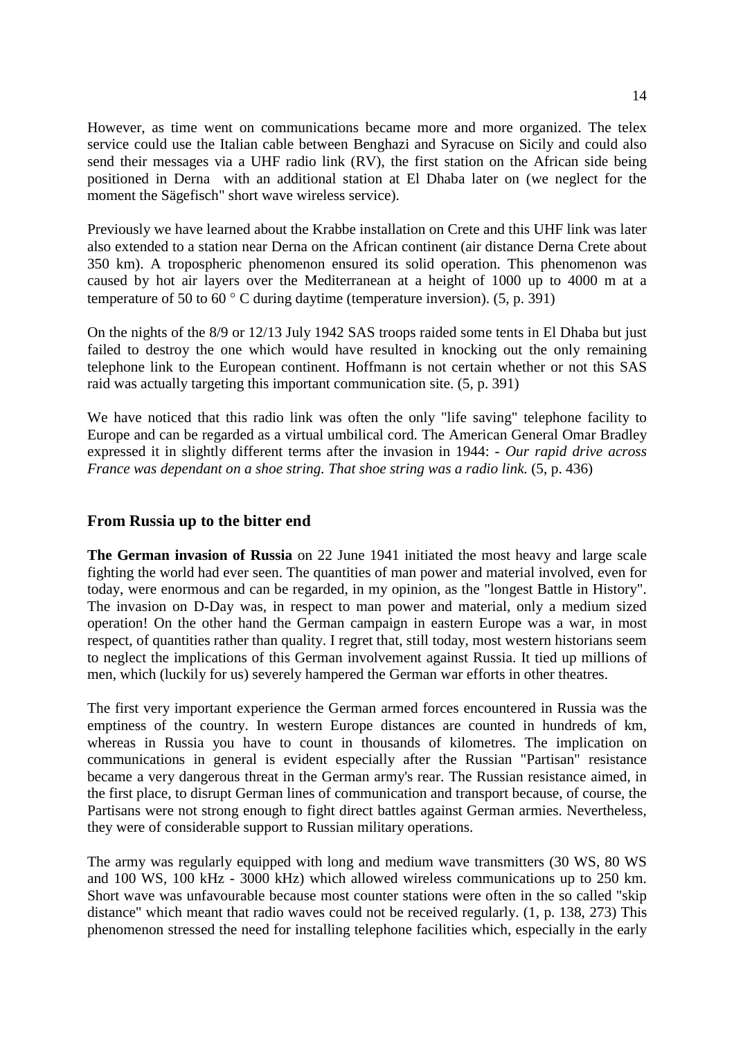However, as time went on communications became more and more organized. The telex service could use the Italian cable between Benghazi and Syracuse on Sicily and could also send their messages via a UHF radio link (RV), the first station on the African side being positioned in Derna  with an additional station at El Dhaba later on (we neglect for the moment the Sägefisch" short wave wireless service).

Previously we have learned about the Krabbe installation on Crete and this UHF link was later also extended to a station near Derna on the African continent (air distance Derna Crete about 350 km). A tropospheric phenomenon ensured its solid operation. This phenomenon was caused by hot air layers over the Mediterranean at a height of 1000 up to 4000 m at a temperature of 50 to 60 ° C during daytime (temperature inversion). (5, p. 391)

On the nights of the 8/9 or 12/13 July 1942 SAS troops raided some tents in El Dhaba but just failed to destroy the one which would have resulted in knocking out the only remaining telephone link to the European continent. Hoffmann is not certain whether or not this SAS raid was actually targeting this important communication site. (5, p. 391)

We have noticed that this radio link was often the only "life saving" telephone facility to Europe and can be regarded as a virtual umbilical cord. The American General Omar Bradley expressed it in slightly different terms after the invasion in 1944: - *Our rapid drive across France was dependant on a shoe string. That shoe string was a radio link.* (5, p. 436)

## From Russia up to the bitter end

**The German invasion of Russia** on 22 June 1941 initiated the most heavy and large scale fighting the world had ever seen. The quantities of man power and material involved, even for today, were enormous and can be regarded, in my opinion, as the "longest Battle in History". The invasion on D-Day was, in respect to man power and material, only a medium sized operation! On the other hand the German campaign in eastern Europe was a war, in most respect, of quantities rather than quality. I regret that, still today, most western historians seem to neglect the implications of this German involvement against Russia. It tied up millions of men, which (luckily for us) severely hampered the German war efforts in other theatres.

The first very important experience the German armed forces encountered in Russia was the emptiness of the country. In western Europe distances are counted in hundreds of km, whereas in Russia you have to count in thousands of kilometres. The implication on communications in general is evident especially after the Russian "Partisan" resistance became a very dangerous threat in the German army's rear. The Russian resistance aimed, in the first place, to disrupt German lines of communication and transport because, of course, the Partisans were not strong enough to fight direct battles against German armies. Nevertheless, they were of considerable support to Russian military operations.

The army was regularly equipped with long and medium wave transmitters (30 WS, 80 WS and 100 WS, 100 kHz - 3000 kHz) which allowed wireless communications up to 250 km. Short wave was unfavourable because most counter stations were often in the so called "skip distance" which meant that radio waves could not be received regularly. (1, p. 138, 273) This phenomenon stressed the need for installing telephone facilities which, especially in the early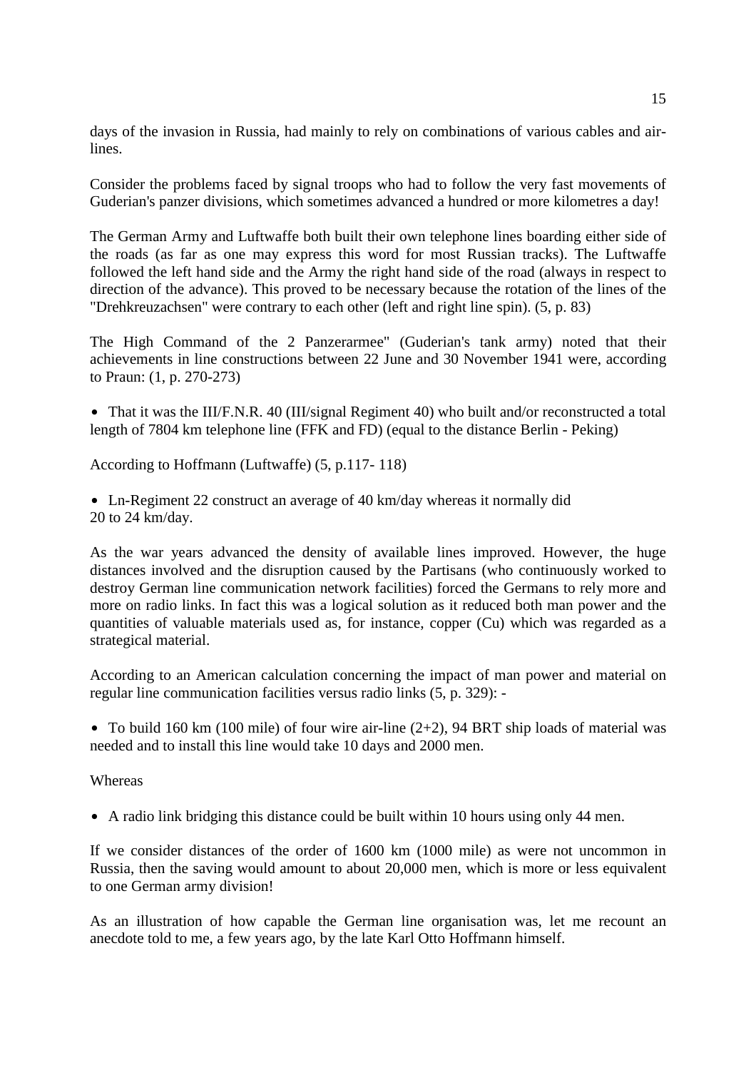days of the invasion in Russia, had mainly to rely on combinations of various cables and air-lines.

Consider the problems faced by signal troops who had to follow the very fast movements of Guderian's panzer divisions, which sometimes advanced a hundred or more kilometres a day!

The German Army and Luftwaffe both built their own telephone lines boarding either side of the roads (as far as one may express this word for most Russian tracks). The Luftwaffe followed the left hand side and the Army the right hand side of the road (always in respect to direction of the advance). This proved to be necessary because the rotation of the lines of the "Drehkreuzachsen" were contrary to each other (left and right line spin). (5, p. 83)

The High Command of the 2 Panzerarmee" (Guderian's tank army) noted that their achievements in line constructions between 22 June and 30 November 1941 were, according to Praun: (1, p. 270-273)

- That it was the III/F.N.R. 40 (III/signal Regiment 40) who built and/or reconstructed a total length of 7804 km telephone line (FFK and FD) (equal to the distance Berlin - Peking)

According to Hoffmann (Luftwaffe) (5, p.117- 118)

- Ln-Regiment 22 construct an average of 40 km/day whereas it normally did 20 to 24 km/day.

As the war years advanced the density of available lines improved. However, the huge distances involved and the disruption caused by the Partisans (who continuously worked to destroy German line communication network facilities) forced the Germans to rely more and more on radio links. In fact this was a logical solution as it reduced both man power and the quantities of valuable materials used as, for instance, copper (Cu) which was regarded as a strategical material.

According to an American calculation concerning the impact of man power and material on regular line communication facilities versus radio links (5, p. 329): -

- To build 160 km (100 mile) of four wire air-line (2+2), 94 BRT ship loads of material was needed and to install this line would take 10 days and 2000 men.

Whereas

- A radio link bridging this distance could be built within 10 hours using only 44 men.

If we consider distances of the order of 1600 km (1000 mile) as were not uncommon in Russia, then the saving would amount to about 20,000 men, which is more or less equivalent to one German army division!

As an illustration of how capable the German line organisation was, let me recount an anecdote told to me, a few years ago, by the late Karl Otto Hoffmann himself.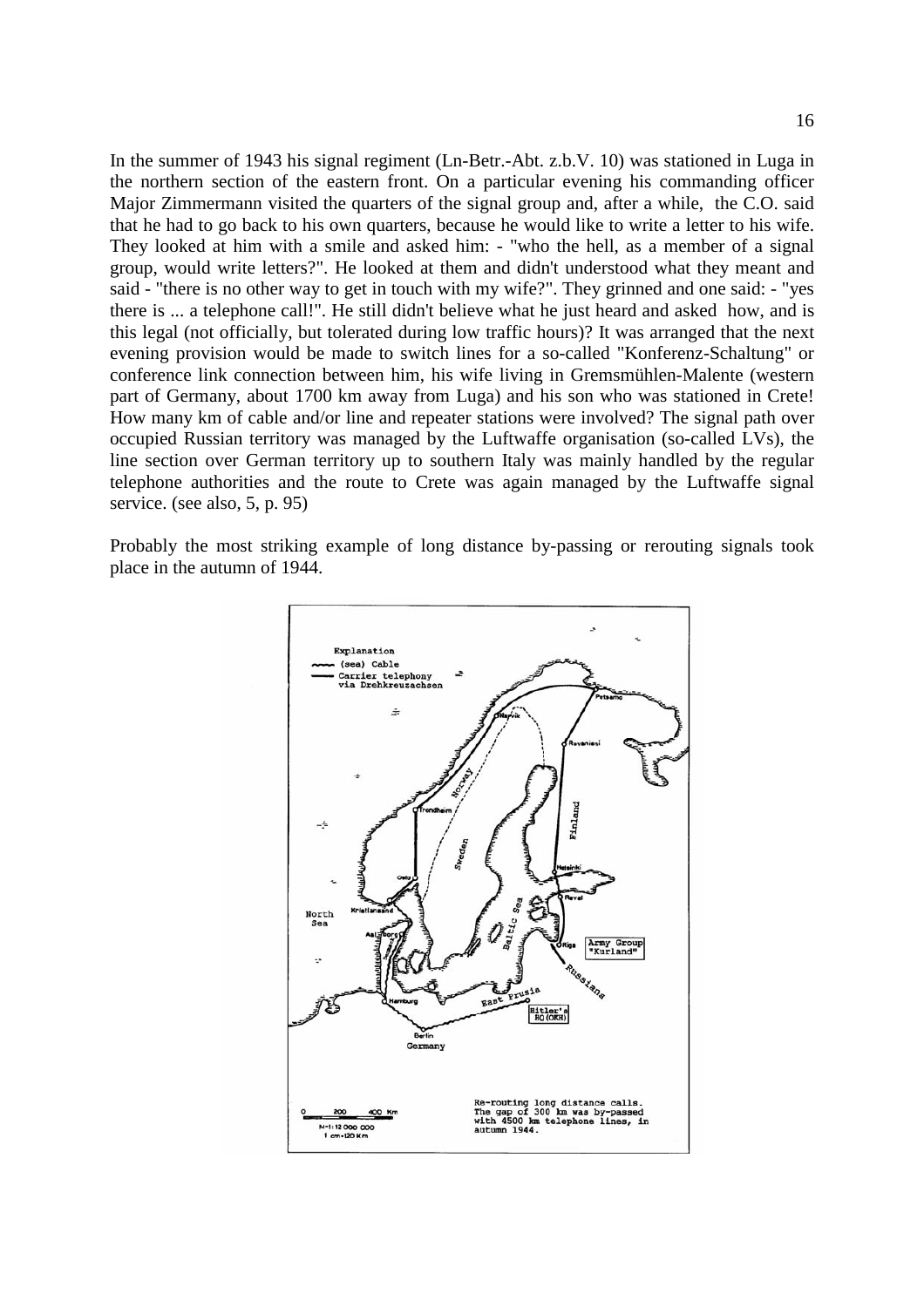In the summer of 1943 his signal regiment (Ln-Betr.-Abt. z.b.V. 10) was stationed in Luga in the northern section of the eastern front. On a particular evening his commanding officer Major Zimmermann visited the quarters of the signal group and, after a while, the C.O. said that he had to go back to his own quarters, because he would like to write a letter to his wife. They looked at him with a smile and asked him: - "who the hell, as a member of a signal group, would write letters?". He looked at them and didn't understood what they meant and said - "there is no other way to get in touch with my wife?". They grinned and one said: - "yes there is ... a telephone call!". He still didn't believe what he just heard and asked how, and is this legal (not officially, but tolerated during low traffic hours)? It was arranged that the next evening provision would be made to switch lines for a so-called "Konferenz-Schaltung" or conference link connection between him, his wife living in Gremsmühlen-Malente (western part of Germany, about 1700 km away from Luga) and his son who was stationed in Crete! How many km of cable and/or line and repeater stations were involved? The signal path over occupied Russian territory was managed by the Luftwaffe organisation (so-called LVs), the line section over German territory up to southern Italy was mainly handled by the regular telephone authorities and the route to Crete was again managed by the Luftwaffe signal service. (see also, 5, p. 95)

Probably the most striking example of long distance by-passing or rerouting signals took place in the autumn of 1944.

Re-routing long distance calls. The gap of 300 km was by-passed with 4500 km telephone lines, in autumn 1944.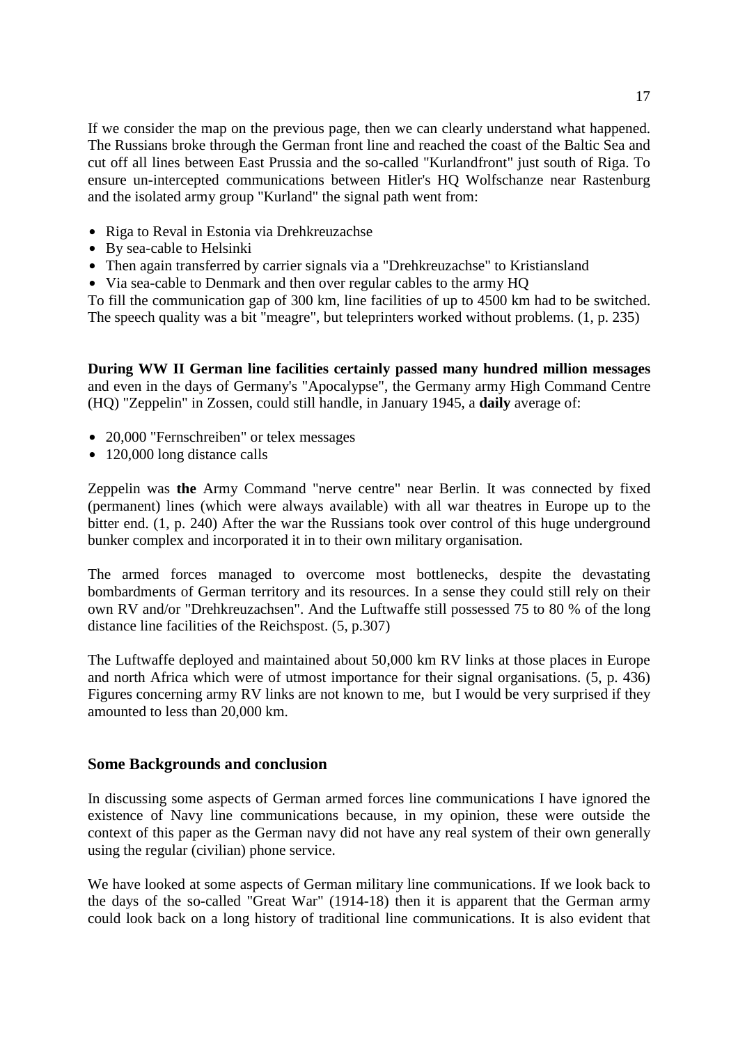If we consider the map on the previous page, then we can clearly understand what happened. The Russians broke through the German front line and reached the coast of the Baltic Sea and cut off all lines between East Prussia and the so-called "Kurlandfront" just south of Riga. To ensure un-intercepted communications between Hitler's HQ Wolfschanze near Rastenburg and the isolated army group "Kurland" the signal path went from:

- Riga to Reval in Estonia via Drehkreuzachse
- By sea-cable to Helsinki
- Then again transferred by carrier signals via a "Drehkreuzachse" to Kristiansland
- Via sea-cable to Denmark and then over regular cables to the army HQ

To fill the communication gap of 300 km, line facilities of up to 4500 km had to be switched. The speech quality was a bit "meagre", but teleprinters worked without problems. (1, p. 235)

**During WW II German line facilities certainly passed many hundred million messages** and even in the days of Germany's "Apocalypse", the Germany army High Command Centre (HQ) "Zeppelin" in Zossen, could still handle, in January 1945, a **daily** average of:

- 20,000 "Fernschreiben" or telex messages
- 120,000 long distance calls

Zeppelin was **the** Army Command "nerve centre" near Berlin. It was connected by fixed (permanent) lines (which were always available) with all war theatres in Europe up to the bitter end. (1, p. 240) After the war the Russians took over control of this huge underground bunker complex and incorporated it in to their own military organisation.

The armed forces managed to overcome most bottlenecks, despite the devastating bombardments of German territory and its resources. In a sense they could still rely on their own RV and/or "Drehkreuzachsen". And the Luftwaffe still possessed 75 to 80 % of the long distance line facilities of the Reichspost. (5, p.307)

The Luftwaffe deployed and maintained about 50,000 km RV links at those places in Europe and north Africa which were of utmost importance for their signal organisations. (5, p. 436) Figures concerning army RV links are not known to me, but I would be very surprised if they amounted to less than 20,000 km.

## Some Backgrounds and conclusion

In discussing some aspects of German armed forces line communications I have ignored the existence of Navy line communications because, in my opinion, these were outside the context of this paper as the German navy did not have any real system of their own generally using the regular (civilian) phone service.

We have looked at some aspects of German military line communications. If we look back to the days of the so-called "Great War" (1914-18) then it is apparent that the German army could look back on a long history of traditional line communications. It is also evident that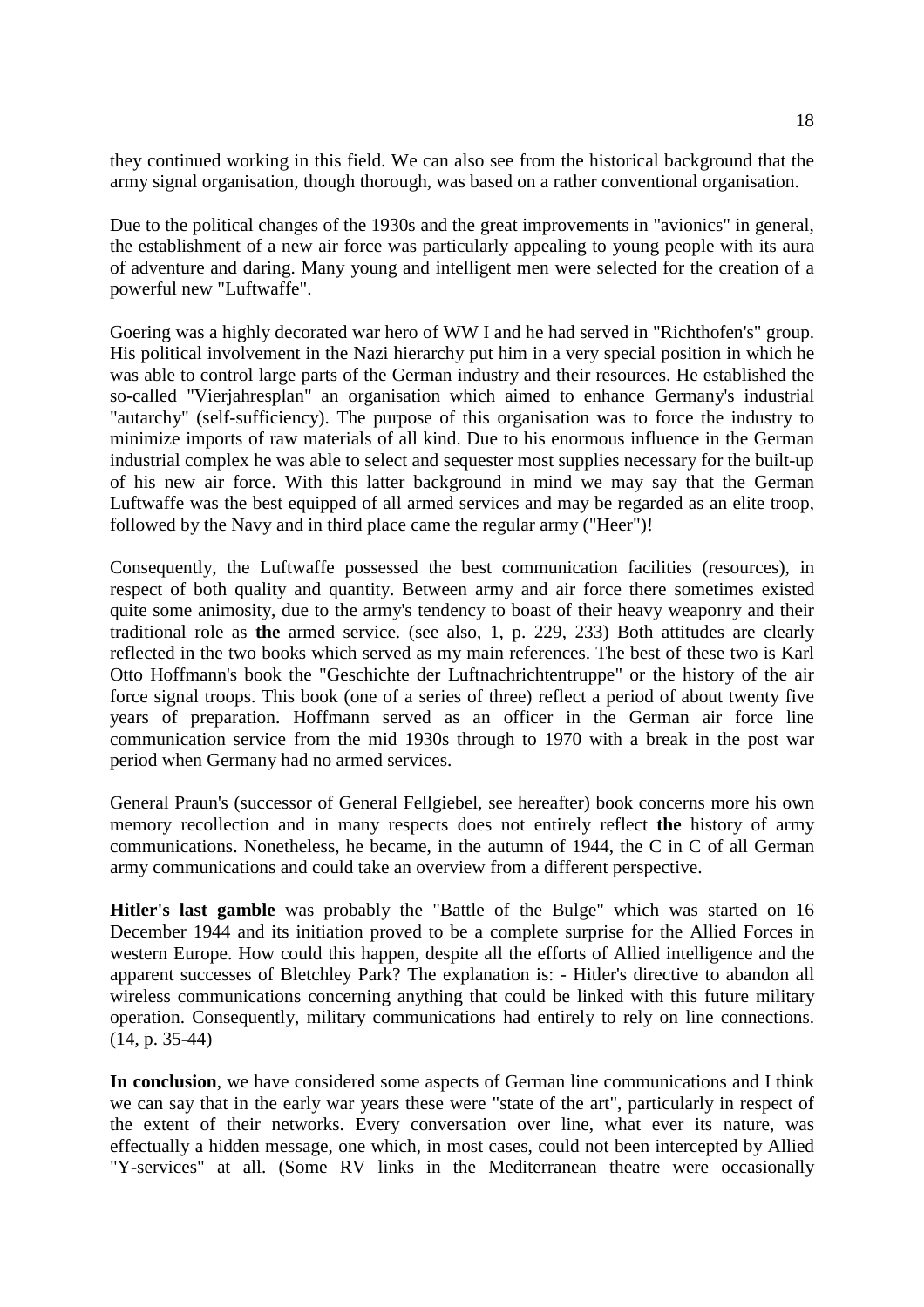they continued working in this field. We can also see from the historical background that the army signal organisation, though thorough, was based on a rather conventional organisation.

Due to the political changes of the 1930s and the great improvements in "avionics" in general, the establishment of a new air force was particularly appealing to young people with its aura of adventure and daring. Many young and intelligent men were selected for the creation of a powerful new "Luftwaffe".

Goering was a highly decorated war hero of WW I and he had served in "Richthofen's" group. His political involvement in the Nazi hierarchy put him in a very special position in which he was able to control large parts of the German industry and their resources. He established the so-called "Vierjahresplan" an organisation which aimed to enhance Germany's industrial "autarchy" (self-sufficiency). The purpose of this organisation was to force the industry to minimize imports of raw materials of all kind. Due to his enormous influence in the German industrial complex he was able to select and sequester most supplies necessary for the built-up of his new air force. With this latter background in mind we may say that the German Luftwaffe was the best equipped of all armed services and may be regarded as an elite troop, followed by the Navy and in third place came the regular army ("Heer")!

Consequently, the Luftwaffe possessed the best communication facilities (resources), in respect of both quality and quantity. Between army and air force there sometimes existed quite some animosity, due to the army's tendency to boast of their heavy weaponry and their traditional role as **the** armed service. (see also, 1, p. 229, 233) Both attitudes are clearly reflected in the two books which served as my main references. The best of these two is Karl Otto Hoffmann's book the "Geschichte der Luftnachrichtentruppe" or the history of the air force signal troops. This book (one of a series of three) reflect a period of about twenty five years of preparation. Hoffmann served as an officer in the German air force line communication service from the mid 1930s through to 1970 with a break in the post war period when Germany had no armed services.

General Praun's (successor of General Fellgiebel, see hereafter) book concerns more his own memory recollection and in many respects does not entirely reflect **the** history of army communications. Nonetheless, he became, in the autumn of 1944, the C in C of all German army communications and could take an overview from a different perspective.

**Hitler's last gamble** was probably the "Battle of the Bulge" which was started on 16 December 1944 and its initiation proved to be a complete surprise for the Allied Forces in western Europe. How could this happen, despite all the efforts of Allied intelligence and the apparent successes of Bletchley Park? The explanation is: - Hitler's directive to abandon all wireless communications concerning anything that could be linked with this future military operation. Consequently, military communications had entirely to rely on line connections. (14, p. 35-44)

**In conclusion**, we have considered some aspects of German line communications and I think we can say that in the early war years these were "state of the art", particularly in respect of the extent of their networks. Every conversation over line, what ever its nature, was effectually a hidden message, one which, in most cases, could not been intercepted by Allied "Y-services" at all. (Some RV links in the Mediterranean theatre were occasionally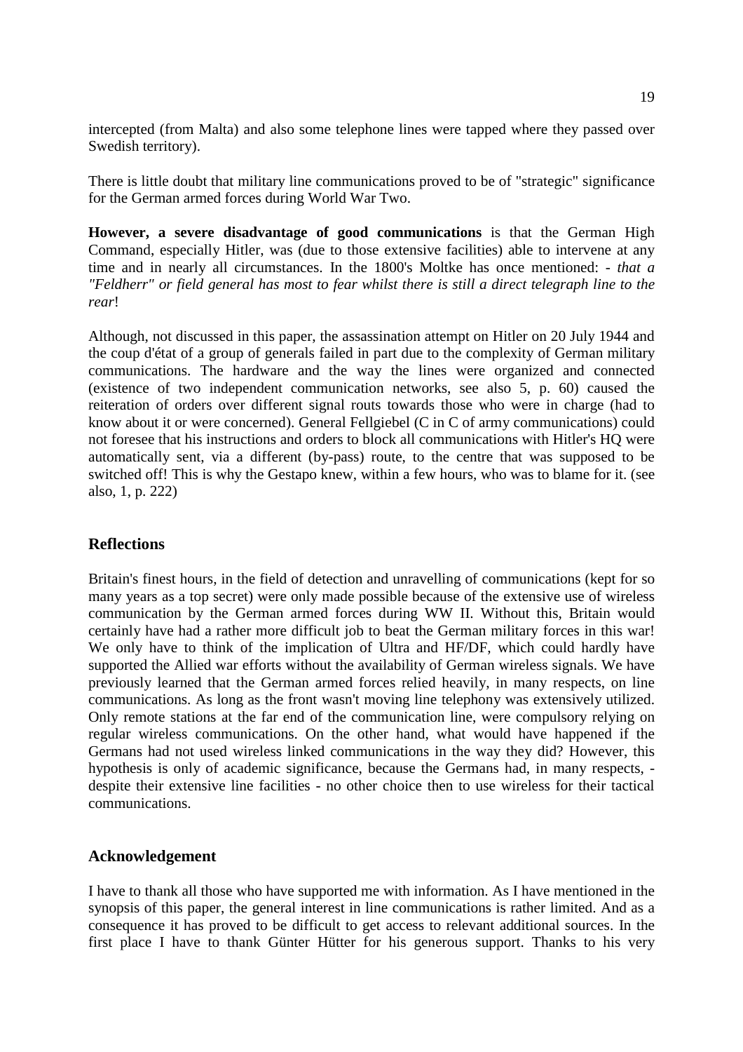intercepted (from Malta) and also some telephone lines were tapped where they passed over Swedish territory).

There is little doubt that military line communications proved to be of "strategic" significance for the German armed forces during World War Two.

**However, a severe disadvantage of good communications** is that the German High Command, especially Hitler, was (due to those extensive facilities) able to intervene at any time and in nearly all circumstances. In the 1800's Moltke has once mentioned: - *that a "Feldherr" or field general has most to fear whilst there is still a direct telegraph line to the rear*!

Although, not discussed in this paper, the assassination attempt on Hitler on 20 July 1944 and the coup d'état of a group of generals failed in part due to the complexity of German military communications. The hardware and the way the lines were organized and connected (existence of two independent communication networks, see also 5, p. 60) caused the reiteration of orders over different signal routs towards those who were in charge (had to know about it or were concerned). General Fellgiebel (C in C of army communications) could not foresee that his instructions and orders to block all communications with Hitler's HQ were automatically sent, via a different (by-pass) route, to the centre that was supposed to be switched off! This is why the Gestapo knew, within a few hours, who was to blame for it. (see also, 1, p. 222)

## Reflections

Britain's finest hours, in the field of detection and unravelling of communications (kept for so many years as a top secret) were only made possible because of the extensive use of wireless communication by the German armed forces during WW II. Without this, Britain would certainly have had a rather more difficult job to beat the German military forces in this war! We only have to think of the implication of Ultra and HF/DF, which could hardly have supported the Allied war efforts without the availability of German wireless signals. We have previously learned that the German armed forces relied heavily, in many respects, on line communications. As long as the front wasn't moving line telephony was extensively utilized. Only remote stations at the far end of the communication line, were compulsory relying on regular wireless communications. On the other hand, what would have happened if the Germans had not used wireless linked communications in the way they did? However, this hypothesis is only of academic significance, because the Germans had, in many respects, - despite their extensive line facilities - no other choice then to use wireless for their tactical communications.

## Acknowledgement

I have to thank all those who have supported me with information. As I have mentioned in the synopsis of this paper, the general interest in line communications is rather limited. And as a consequence it has proved to be difficult to get access to relevant additional sources. In the first place I have to thank Günter Hütter for his generous support. Thanks to his very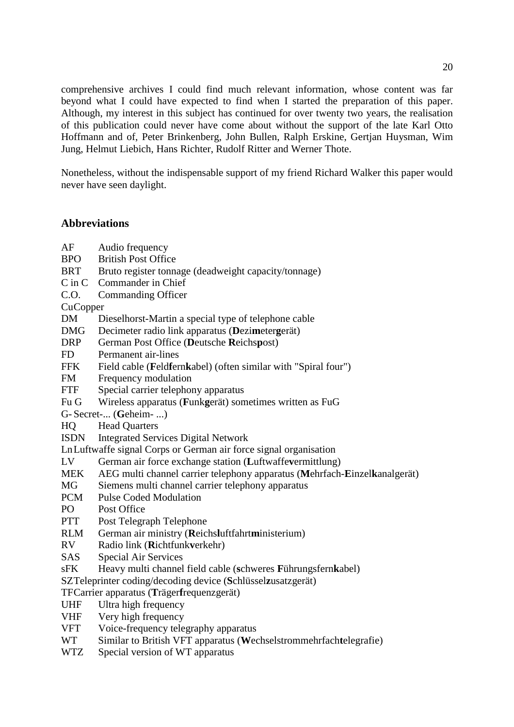comprehensive archives I could find much relevant information, whose content was far beyond what I could have expected to find when I started the preparation of this paper. Although, my interest in this subject has continued for over twenty two years, the realisation of this publication could never have come about without the support of the late Karl Otto Hoffmann and of, Peter Brinkenberg, John Bullen, Ralph Erskine, Gertjan Huysman, Wim Jung, Helmut Liebich, Hans Richter, Rudolf Ritter and Werner Thote.

Nonetheless, without the indispensable support of my friend Richard Walker this paper would never have seen daylight.

## Abbreviations

AF Audio frequency
BPO British Post Office
BRT Bruto register tonnage (deadweight capacity/tonnage)
C in C Commander in Chief
C.O. Commanding Officer
Cu Copper
DM Dieselhorst-Martin a special type of telephone cable
DMG Decimeter radio link apparatus (**D**ezi**m**eter**g**erät)
DRP German Post Office (**D**eutsche **R**eichs**p**ost)
FD Permanent air-lines
FFK Field cable (**F**eld**f**ern**k**abel) (often similar with "Spiral four")
FM Frequency modulation
FTF Special carrier telephony apparatus
Fu G Wireless apparatus (**F**unk**g**erät) sometimes written as FuG
G- Secret-... (**G**eheim- ...)
HQ Head Quarters
ISDN Integrated Services Digital Network
Ln Luftwaffe signal Corps or German air force signal organisation
LV German air force exchange station (**L**uftwaffe**v**ermittlung)
MEK AEG multi channel carrier telephony apparatus (**M**ehrfach-**E**inzel**k**analgerät)
MG Siemens multi channel carrier telephony apparatus
PCM Pulse Coded Modulation
PO Post Office
PTT Post Telegraph Telephone
RLM German air ministry (**R**eichs**l**uftfahrt**m**inisterium)
RV Radio link (**R**ichtfunk**v**erkehr)
SAS Special Air Services
sFK Heavy multi channel field cable (**s**chweres **F**ührungsfern**k**abel)
SZ Teleprinter coding/decoding device (**S**chlüssel**z**usatzgerät)
TF Carrier apparatus (**T**räger**f**requenzgerät)
UHF Ultra high frequency
VHF Very high frequency
VFT Voice-frequency telegraphy apparatus
WT Similar to British VFT apparatus (**W**echselstrommehrfach**t**elegrafie)
WTZ Special version of WT apparatus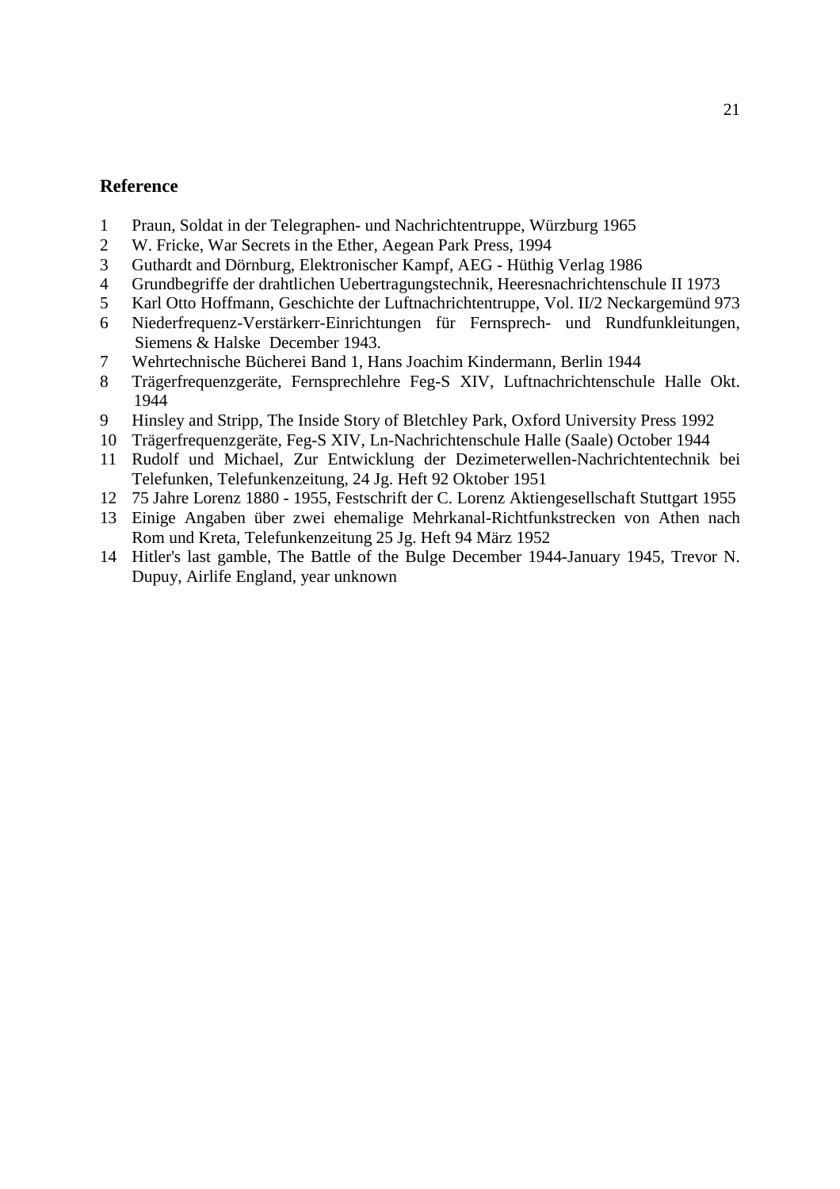## Reference

1. Praun, Soldat in der Telegraphen- und Nachrichtentruppe, Würzburg 1965
2. W. Fricke, War Secrets in the Ether, Aegean Park Press, 1994
3. Guthardt and Dörnburg, Elektronischer Kampf, AEG - Hüthig Verlag 1986
4. Grundbegriffe der drahtlichen Uebertragungstechnik, Heeresnachrichtenschule II 1973
5. Karl Otto Hoffmann, Geschichte der Luftnachrichtentruppe, Vol. II/2 Neckargemünd 973
6. Niederfrequenz-Verstärkerr-Einrichtungen für Fernsprech- und Rundfunkleitungen, Siemens & Halske December 1943.
7. Wehrtechnische Bücherei Band 1, Hans Joachim Kindermann, Berlin 1944
8. Trägerfrequenzgeräte, Fernsprechlehre Feg-S XIV, Luftnachrichtenschule Halle Okt. 1944
9. Hinsley and Stripp, The Inside Story of Bletchley Park, Oxford University Press 1992
10. Trägerfrequenzgeräte, Feg-S XIV, Ln-Nachrichtenschule Halle (Saale) October 1944
11. Rudolf und Michael, Zur Entwicklung der Dezimeterwellen-Nachrichtentechnik bei Telefunken, Telefunkenzeitung, 24 Jg. Heft 92 Oktober 1951
12. 75 Jahre Lorenz 1880 - 1955, Festschrift der C. Lorenz Aktiengesellschaft Stuttgart 1955
13. Einige Angaben über zwei ehemalige Mehrkanal-Richtfunkstrecken von Athen nach Rom und Kreta, Telefunkenzeitung 25 Jg. Heft 94 März 1952
14. Hitler's last gamble, The Battle of the Bulge December 1944-January 1945, Trevor N. Dupuy, Airlife England, year unknown